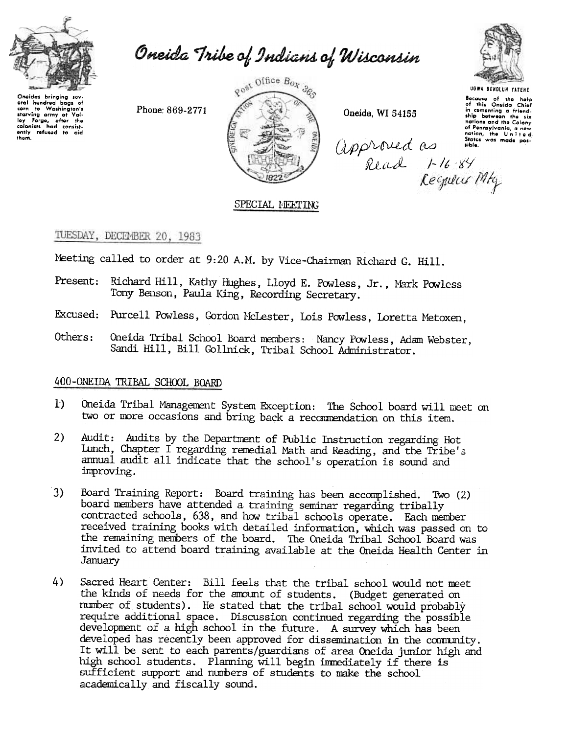# Oneida Tribe of Indians of Wisconsin

Oneidas bringing several hundred bags of corn to Washington's starving army at Valley Forge, after the colonists had consistently refused to aid them.

Phone: 869-2771

Post Office Box 365

Oneida, WI 54155

UGWA DEHOLUH YATEHE

Because of the help of this Oneida Chief in cementing a friendship between the six nations and the Colony of Pennsylvania, a new nation, the United States was made possible.

Approved as Read 1-16-84 Regular Mtg

SPECIAL MEETING

TUESDAY, DECEMBER 20, 1983

Meeting called to order at 9:20 A.M. by Vice-Chairman Richard G. Hill.

Present: Richard Hill, Kathy Hughes, Lloyd E. Powless, Jr., Mark Powless Tony Benson, Paula King, Recording Secretary.

Excused: Purcell Powless, Gordon McLester, Lois Powless, Loretta Metoxen,

Others: Oneida Tribal School Board members: Nancy Powless, Adam Webster, Sandi Hill, Bill Gollnick, Tribal School Administrator.

## 400-ONEIDA TRIBAL SCHOOL BOARD

1) Oneida Tribal Management System Exception: The School board will meet on two or more occasions and bring back a recommendation on this item.

2) Audit: Audits by the Department of Public Instruction regarding Hot Lunch, Chapter I regarding remedial Math and Reading, and the Tribe's annual audit all indicate that the school's operation is sound and improving.

3) Board Training Report: Board training has been accomplished. Two (2) board members have attended a training seminar regarding tribally contracted schools, 638, and how tribal schools operate. Each member received training books with detailed information, which was passed on to the remaining members of the board. The Oneida Tribal School Board was invited to attend board training available at the Oneida Health Center in January

4) Sacred Heart Center: Bill feels that the tribal school would not meet the kinds of needs for the amount of students. (Budget generated on number of students). He stated that the tribal school would probably require additional space. Discussion continued regarding the possible development of a high school in the future. A survey which has been developed has recently been approved for dissemination in the community. It will be sent to each parents/guardians of area Oneida junior high and high school students. Planning will begin immediately if there is sufficient support and numbers of students to make the school academically and fiscally sound.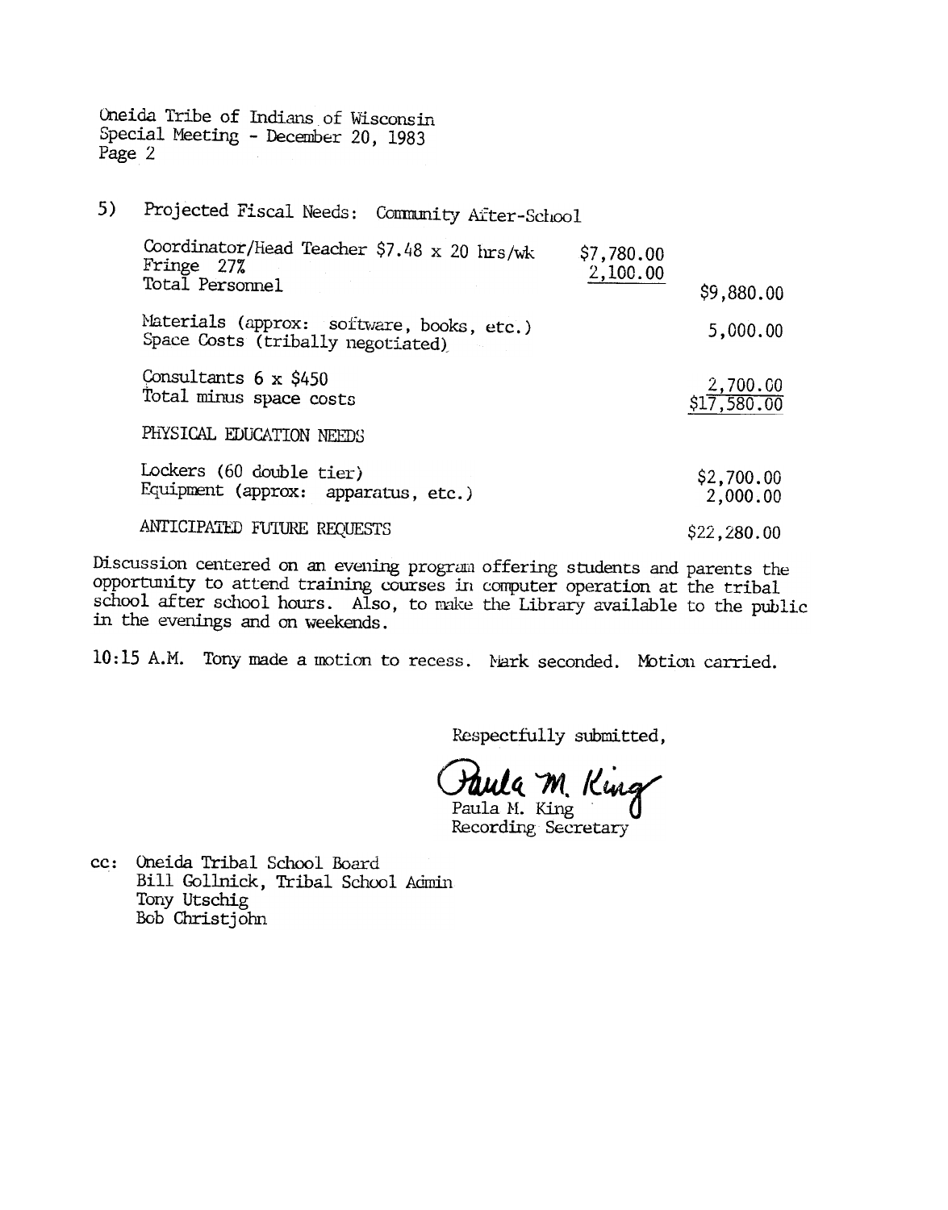Oneida Tribe of Indians of Wisconsin
Special Meeting - December 20, 1983
Page 2

5) Projected Fiscal Needs: Community After-School

| | | |
|---|---|---|
| Coordinator/Head Teacher \$7.48 x 20 hrs/wk | \$7,780.00 | |
| Fringe 27% | 2,100.00 | |
| Total Personnel | | \$9,880.00 |
| Materials (approx: software, books, etc.) | | 5,000.00 |
| Space Costs (tribally negotiated) | | |
| Consultants 6 x \$450 | | 2,700.00 |
| Total minus space costs | | \$17,580.00 |
| PHYSICAL EDUCATION NEEDS | | |
| Lockers (60 double tier) | | \$2,700.00 |
| Equipment (approx: apparatus, etc.) | | 2,000.00 |
| ANTICIPATED FUTURE REQUESTS | | \$22,280.00 |

Discussion centered on an evening program offering students and parents the opportunity to attend training courses in computer operation at the tribal school after school hours. Also, to make the Library available to the public in the evenings and on weekends.

10:15 A.M. Tony made a motion to recess. Mark seconded. Motion carried.

Respectfully submitted,

Paula M. King
Paula M. King
Recording Secretary

cc: Oneida Tribal School Board
Bill Gollnick, Tribal School Admin
Tony Utschig
Bob Christjohn